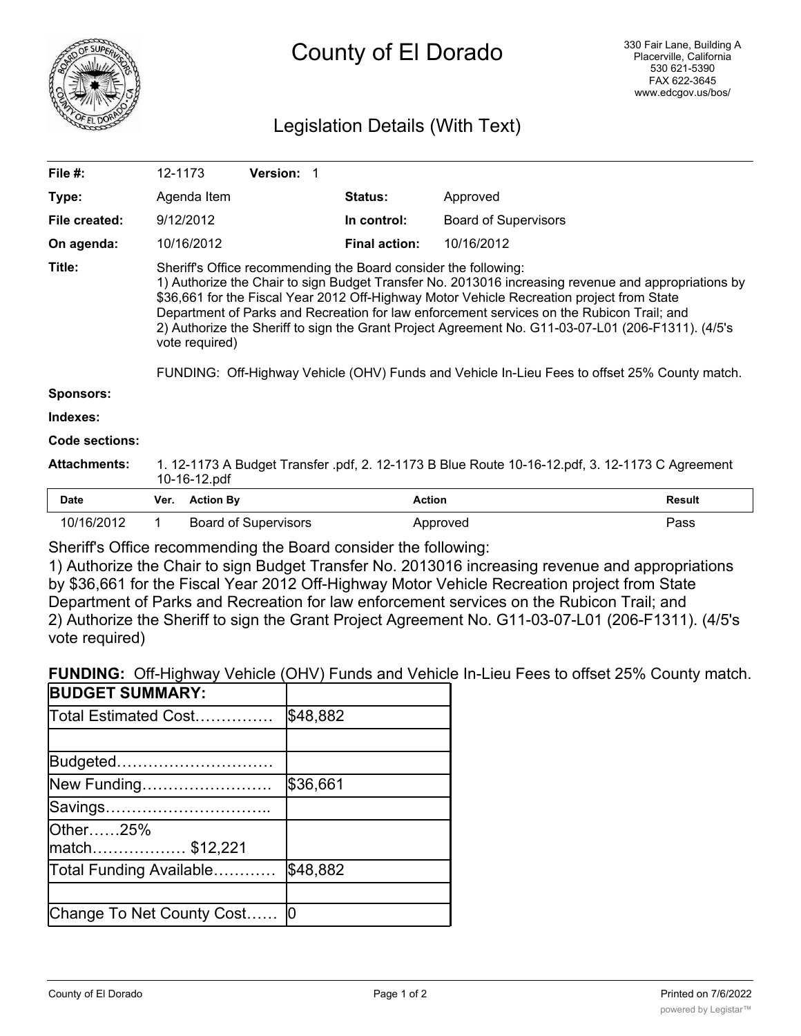# County of El Dorado

330 Fair Lane, Building A
Placerville, California
530 621-5390
FAX 622-3645
www.edcgov.us/bos/

## Legislation Details (With Text)

| | | | |
|---|---|---|---|
| **File #:** | 12-1173 **Version:** 1 | | |
| **Type:** | Agenda Item | **Status:** | Approved |
| **File created:** | 9/12/2012 | **In control:** | Board of Supervisors |
| **On agenda:** | 10/16/2012 | **Final action:** | 10/16/2012 |

**Title:** Sheriff's Office recommending the Board consider the following:
1) Authorize the Chair to sign Budget Transfer No. 2013016 increasing revenue and appropriations by $36,661 for the Fiscal Year 2012 Off-Highway Motor Vehicle Recreation project from State Department of Parks and Recreation for law enforcement services on the Rubicon Trail; and
2) Authorize the Sheriff to sign the Grant Project Agreement No. G11-03-07-L01 (206-F1311). (4/5's vote required)

FUNDING: Off-Highway Vehicle (OHV) Funds and Vehicle In-Lieu Fees to offset 25% County match.

**Sponsors:**

**Indexes:**

**Code sections:**

**Attachments:** 1. 12-1173 A Budget Transfer .pdf, 2. 12-1173 B Blue Route 10-16-12.pdf, 3. 12-1173 C Agreement 10-16-12.pdf

| Date | Ver. | Action By | Action | Result |
|---|---|---|---|---|
| 10/16/2012 | 1 | Board of Supervisors | Approved | Pass |

Sheriff's Office recommending the Board consider the following:
1) Authorize the Chair to sign Budget Transfer No. 2013016 increasing revenue and appropriations by $36,661 for the Fiscal Year 2012 Off-Highway Motor Vehicle Recreation project from State Department of Parks and Recreation for law enforcement services on the Rubicon Trail; and
2) Authorize the Sheriff to sign the Grant Project Agreement No. G11-03-07-L01 (206-F1311). (4/5's vote required)

**FUNDING:** Off-Highway Vehicle (OHV) Funds and Vehicle In-Lieu Fees to offset 25% County match.

| **BUDGET SUMMARY:** | |
|---|---|
| Total Estimated Cost…………… | $48,882 |
| | |
| Budgeted………………………… | |
| New Funding……………………. | $36,661 |
| Savings………………………….. | |
| Other……25% match……………… $12,221 | |
| Total Funding Available………… | $48,882 |
| | |
| Change To Net County Cost…… | 0 |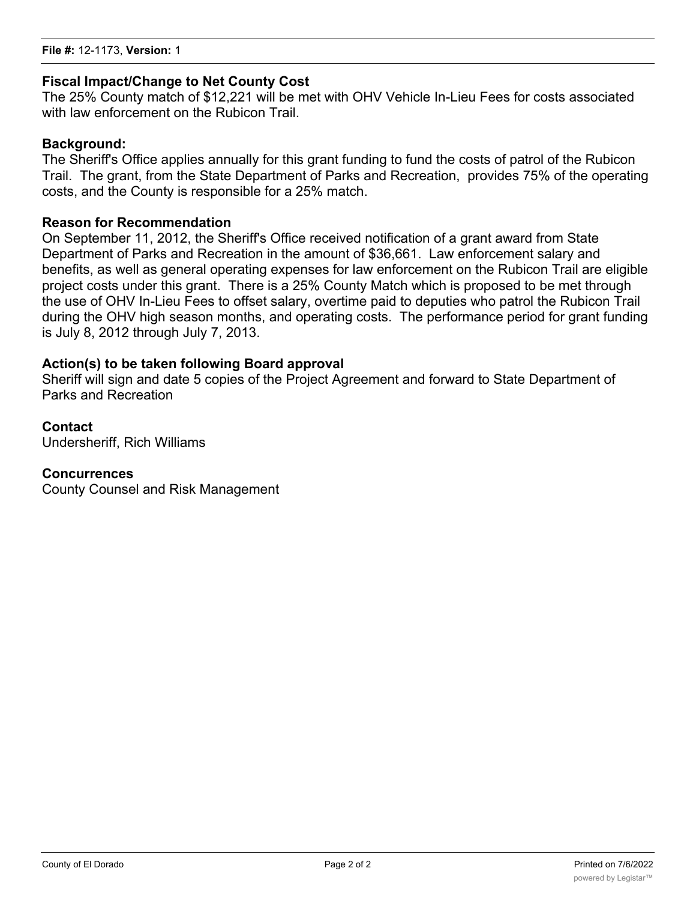## Fiscal Impact/Change to Net County Cost

The 25% County match of $12,221 will be met with OHV Vehicle In-Lieu Fees for costs associated with law enforcement on the Rubicon Trail.

## Background:

The Sheriff's Office applies annually for this grant funding to fund the costs of patrol of the Rubicon Trail. The grant, from the State Department of Parks and Recreation, provides 75% of the operating costs, and the County is responsible for a 25% match.

## Reason for Recommendation

On September 11, 2012, the Sheriff's Office received notification of a grant award from State Department of Parks and Recreation in the amount of $36,661. Law enforcement salary and benefits, as well as general operating expenses for law enforcement on the Rubicon Trail are eligible project costs under this grant. There is a 25% County Match which is proposed to be met through the use of OHV In-Lieu Fees to offset salary, overtime paid to deputies who patrol the Rubicon Trail during the OHV high season months, and operating costs. The performance period for grant funding is July 8, 2012 through July 7, 2013.

## Action(s) to be taken following Board approval

Sheriff will sign and date 5 copies of the Project Agreement and forward to State Department of Parks and Recreation

## Contact

Undersheriff, Rich Williams

## Concurrences

County Counsel and Risk Management